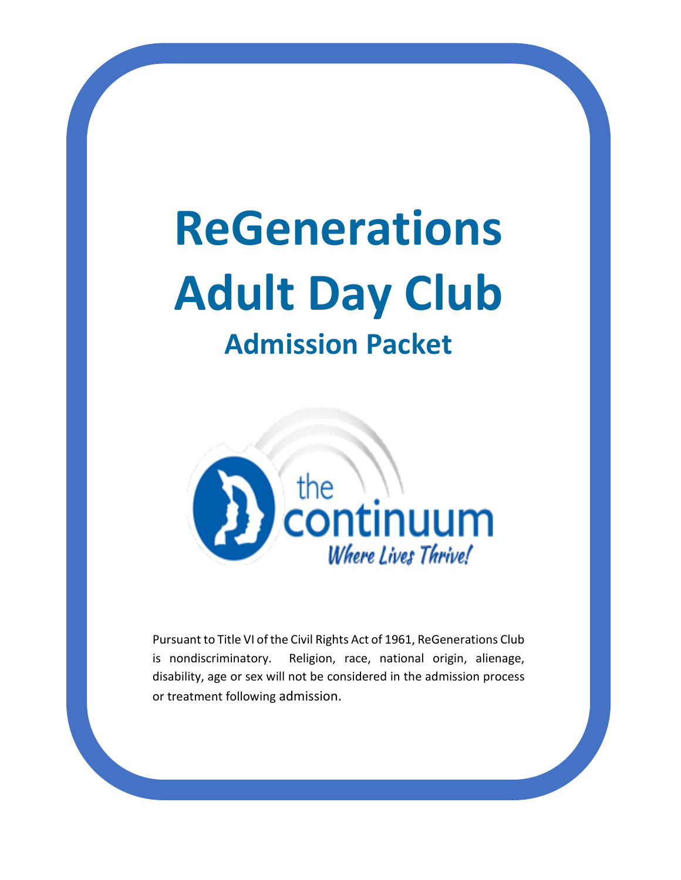# ReGenerations Adult Day Club

## Admission Packet

the continuum

*Where Lives Thrive!*

Pursuant to Title VI of the Civil Rights Act of 1961, ReGenerations Club is nondiscriminatory. Religion, race, national origin, alienage, disability, age or sex will not be considered in the admission process or treatment following admission.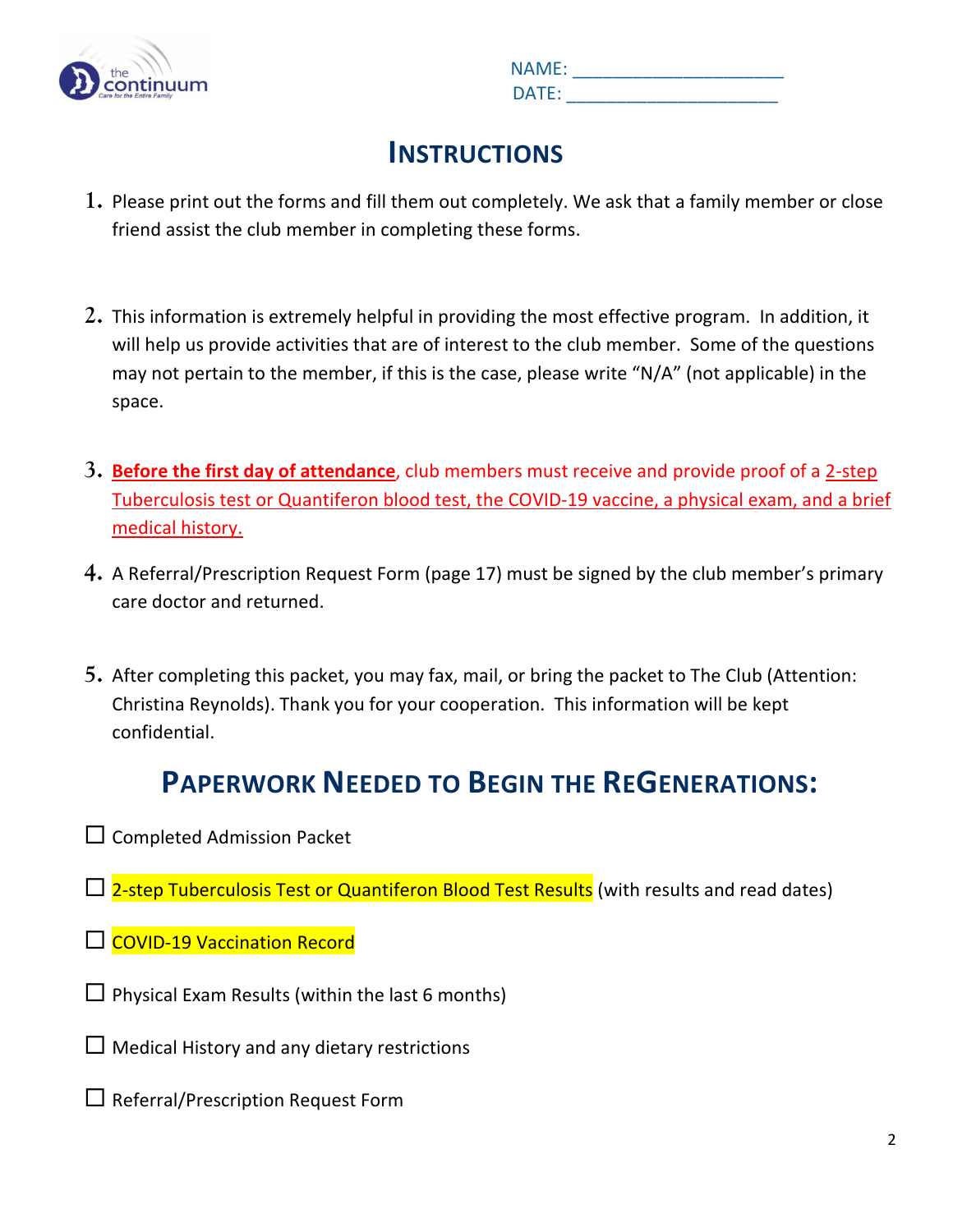NAME: ____________________
DATE: ____________________

# Instructions

1. Please print out the forms and fill them out completely. We ask that a family member or close friend assist the club member in completing these forms.

2. This information is extremely helpful in providing the most effective program. In addition, it will help us provide activities that are of interest to the club member. Some of the questions may not pertain to the member, if this is the case, please write "N/A" (not applicable) in the space.

3. **Before the first day of attendance**, club members must receive and provide proof of a 2-step Tuberculosis test or Quantiferon blood test, the COVID-19 vaccine, a physical exam, and a brief medical history.

4. A Referral/Prescription Request Form (page 17) must be signed by the club member's primary care doctor and returned.

5. After completing this packet, you may fax, mail, or bring the packet to The Club (Attention: Christina Reynolds). Thank you for your cooperation. This information will be kept confidential.

# Paperwork Needed to Begin the ReGenerations:

- ☐ Completed Admission Packet
- ☐ 2-step Tuberculosis Test or Quantiferon Blood Test Results (with results and read dates)
- ☐ COVID-19 Vaccination Record
- ☐ Physical Exam Results (within the last 6 months)
- ☐ Medical History and any dietary restrictions
- ☐ Referral/Prescription Request Form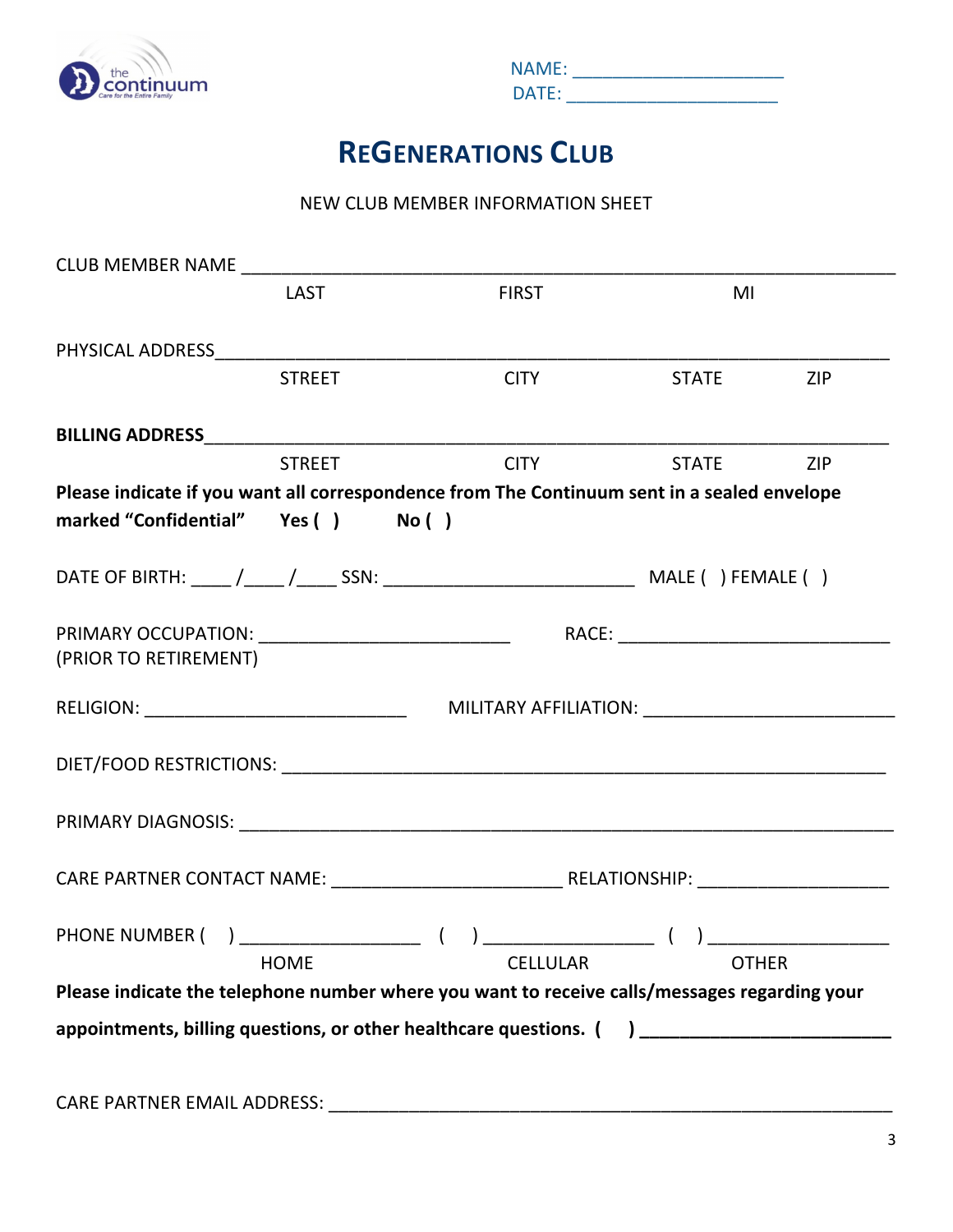NAME: ______________________
DATE: ______________________

# REGENERATIONS CLUB

NEW CLUB MEMBER INFORMATION SHEET

CLUB MEMBER NAME ___________________________________________________________________
LAST FIRST MI

PHYSICAL ADDRESS___________________________________________________________________
STREET CITY STATE ZIP

**BILLING ADDRESS**___________________________________________________________________
STREET CITY STATE ZIP

**Please indicate if you want all correspondence from The Continuum sent in a sealed envelope marked "Confidential" Yes ( ) No ( )**

DATE OF BIRTH: ____ /____ /____ SSN: __________________________ MALE ( ) FEMALE ( )

PRIMARY OCCUPATION: __________________________ RACE: ____________________________
(PRIOR TO RETIREMENT)

RELIGION: ___________________________ MILITARY AFFILIATION: __________________________

DIET/FOOD RESTRICTIONS: ______________________________________________________________

PRIMARY DIAGNOSIS: __________________________________________________________________

CARE PARTNER CONTACT NAME: ________________________ RELATIONSHIP: ____________________

PHONE NUMBER ( ) __________________ ( ) _________________ ( ) __________________
HOME CELLULAR OTHER

**Please indicate the telephone number where you want to receive calls/messages regarding your appointments, billing questions, or other healthcare questions. ( ) _________________________**

CARE PARTNER EMAIL ADDRESS: ___________________________________________________________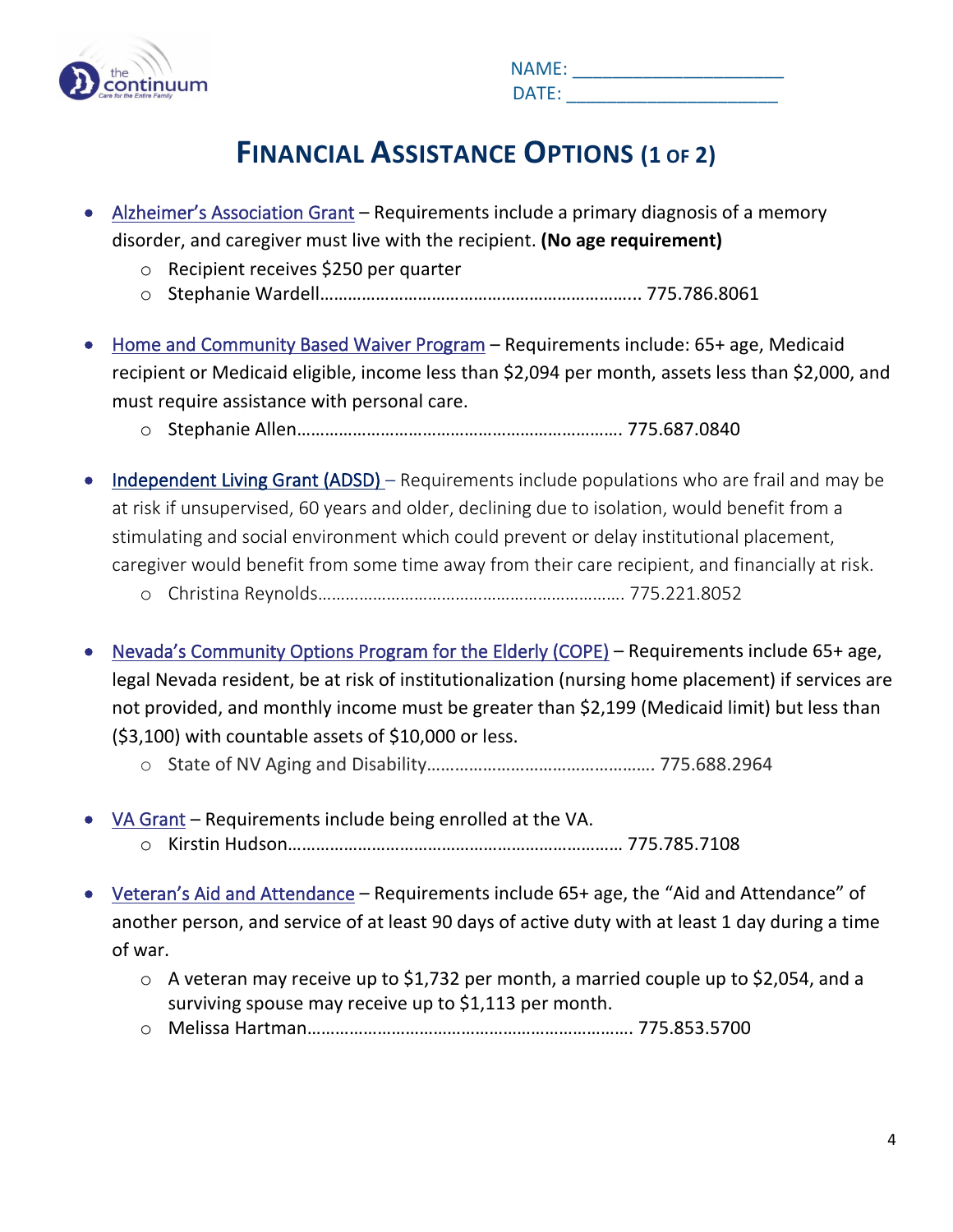NAME: ____________________
DATE: ____________________

# FINANCIAL ASSISTANCE OPTIONS (1 OF 2)

- Alzheimer's Association Grant – Requirements include a primary diagnosis of a memory disorder, and caregiver must live with the recipient. **(No age requirement)**
  - Recipient receives $250 per quarter
  - Stephanie Wardell……………………………………………………………... 775.786.8061

- Home and Community Based Waiver Program – Requirements include: 65+ age, Medicaid recipient or Medicaid eligible, income less than $2,094 per month, assets less than $2,000, and must require assistance with personal care.
  - Stephanie Allen……………………………………………………………. 775.687.0840

- Independent Living Grant (ADSD) – Requirements include populations who are frail and may be at risk if unsupervised, 60 years and older, declining due to isolation, would benefit from a stimulating and social environment which could prevent or delay institutional placement, caregiver would benefit from some time away from their care recipient, and financially at risk.
  - Christina Reynolds…………………………………………………………. 775.221.8052

- Nevada's Community Options Program for the Elderly (COPE) – Requirements include 65+ age, legal Nevada resident, be at risk of institutionalization (nursing home placement) if services are not provided, and monthly income must be greater than $2,199 (Medicaid limit) but less than ($3,100) with countable assets of $10,000 or less.
  - State of NV Aging and Disability…………………………………………. 775.688.2964

- VA Grant – Requirements include being enrolled at the VA.
  - Kirstin Hudson……………………………………………………………… 775.785.7108

- Veteran's Aid and Attendance – Requirements include 65+ age, the "Aid and Attendance" of another person, and service of at least 90 days of active duty with at least 1 day during a time of war.
  - A veteran may receive up to $1,732 per month, a married couple up to $2,054, and a surviving spouse may receive up to $1,113 per month.
  - Melissa Hartman……………………………………………………………. 775.853.5700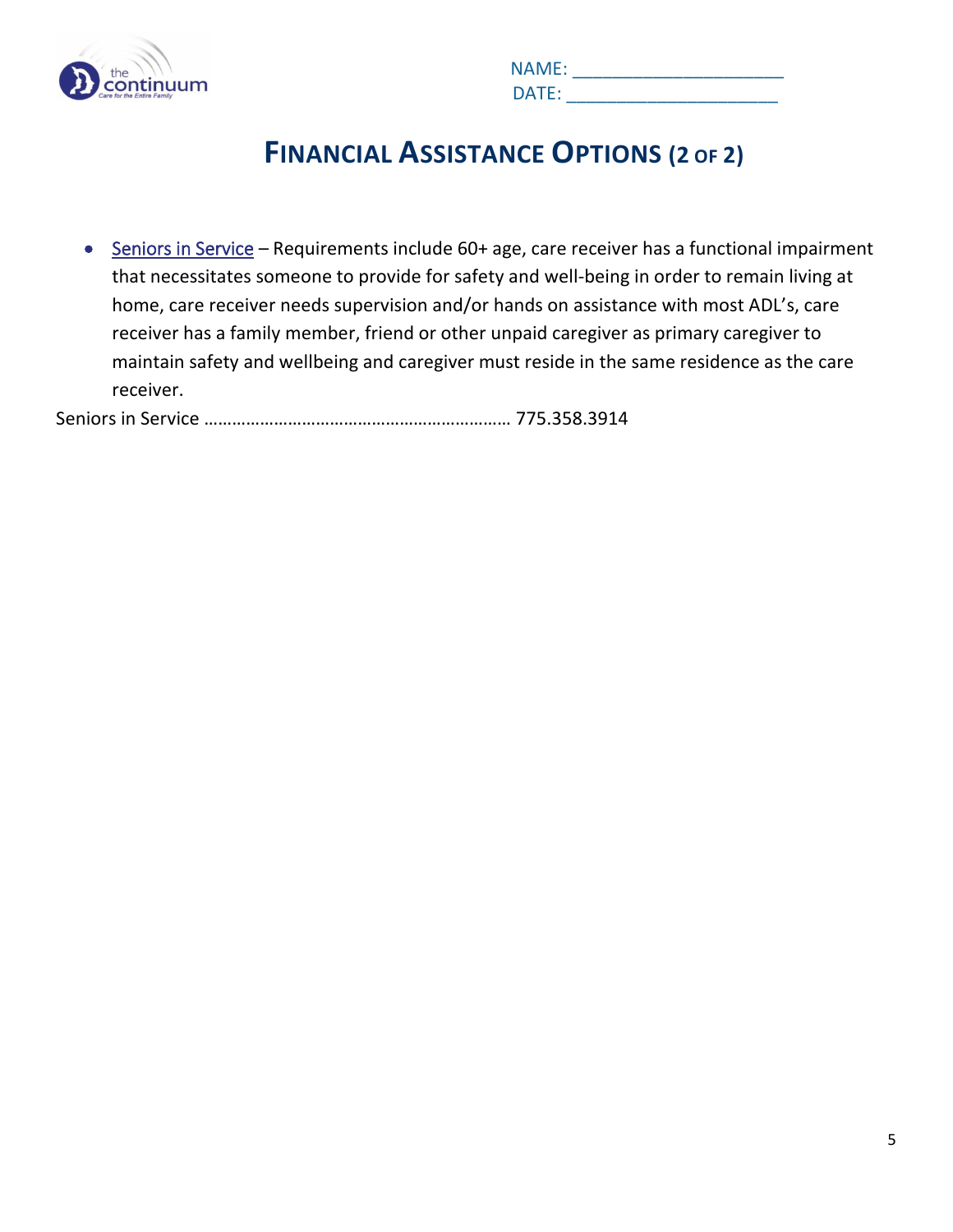NAME: ____________________

DATE: ____________________

# FINANCIAL ASSISTANCE OPTIONS (2 OF 2)

- Seniors in Service – Requirements include 60+ age, care receiver has a functional impairment that necessitates someone to provide for safety and well-being in order to remain living at home, care receiver needs supervision and/or hands on assistance with most ADL's, care receiver has a family member, friend or other unpaid caregiver as primary caregiver to maintain safety and wellbeing and caregiver must reside in the same residence as the care receiver.

Seniors in Service ………………………………………………………… 775.358.3914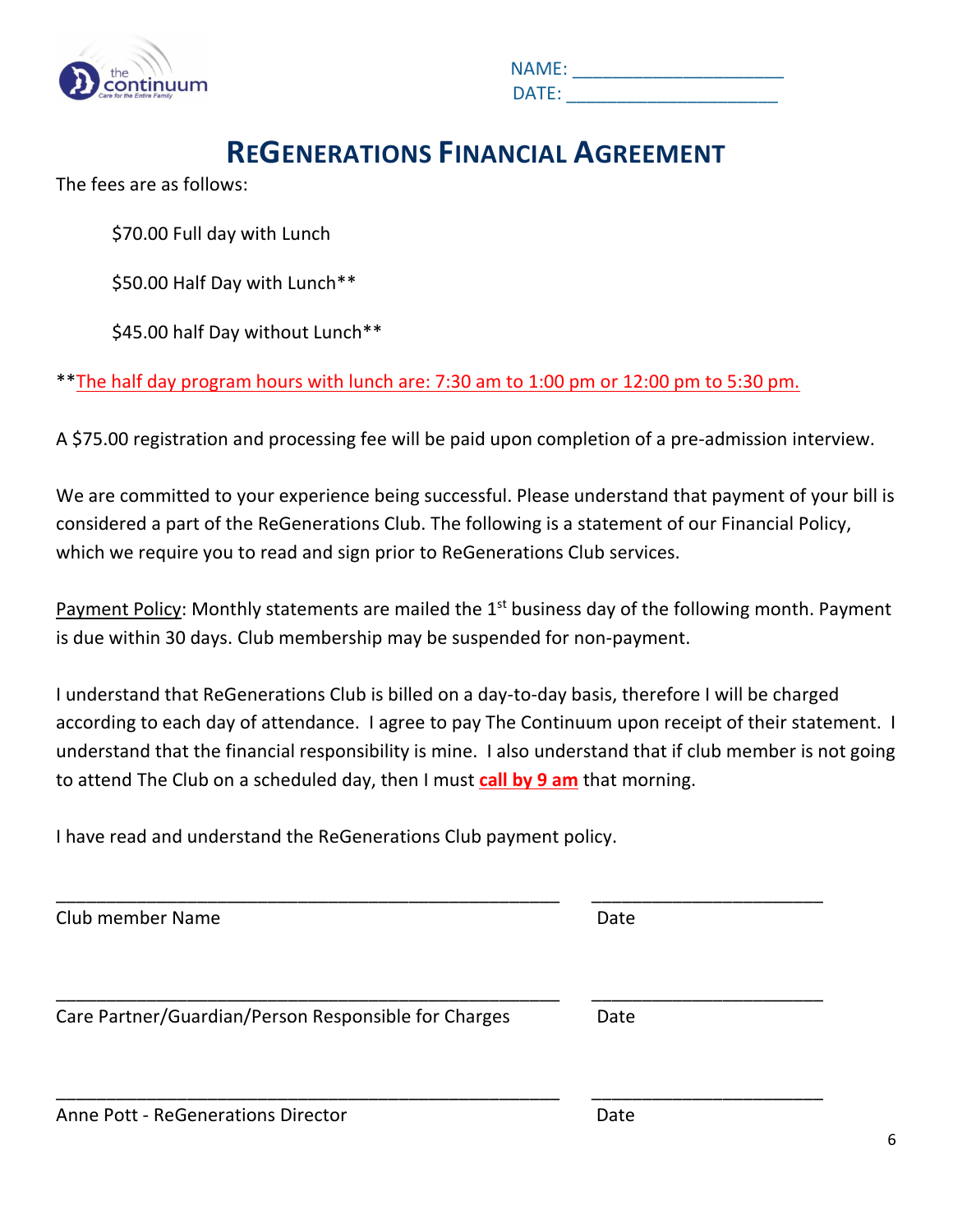NAME: ____________________
DATE: ____________________

# ReGenerations Financial Agreement

The fees are as follows:

$70.00 Full day with Lunch

$50.00 Half Day with Lunch**

$45.00 half Day without Lunch**

**The half day program hours with lunch are: 7:30 am to 1:00 pm or 12:00 pm to 5:30 pm.

A $75.00 registration and processing fee will be paid upon completion of a pre-admission interview.

We are committed to your experience being successful. Please understand that payment of your bill is considered a part of the ReGenerations Club. The following is a statement of our Financial Policy, which we require you to read and sign prior to ReGenerations Club services.

Payment Policy: Monthly statements are mailed the 1st business day of the following month. Payment is due within 30 days. Club membership may be suspended for non-payment.

I understand that ReGenerations Club is billed on a day-to-day basis, therefore I will be charged according to each day of attendance. I agree to pay The Continuum upon receipt of their statement. I understand that the financial responsibility is mine. I also understand that if club member is not going to attend The Club on a scheduled day, then I must **call by 9 am** that morning.

I have read and understand the ReGenerations Club payment policy.

______________________________________________ ____________________
Club member Name Date

______________________________________________ ____________________
Care Partner/Guardian/Person Responsible for Charges Date

______________________________________________ ____________________
Anne Pott - ReGenerations Director Date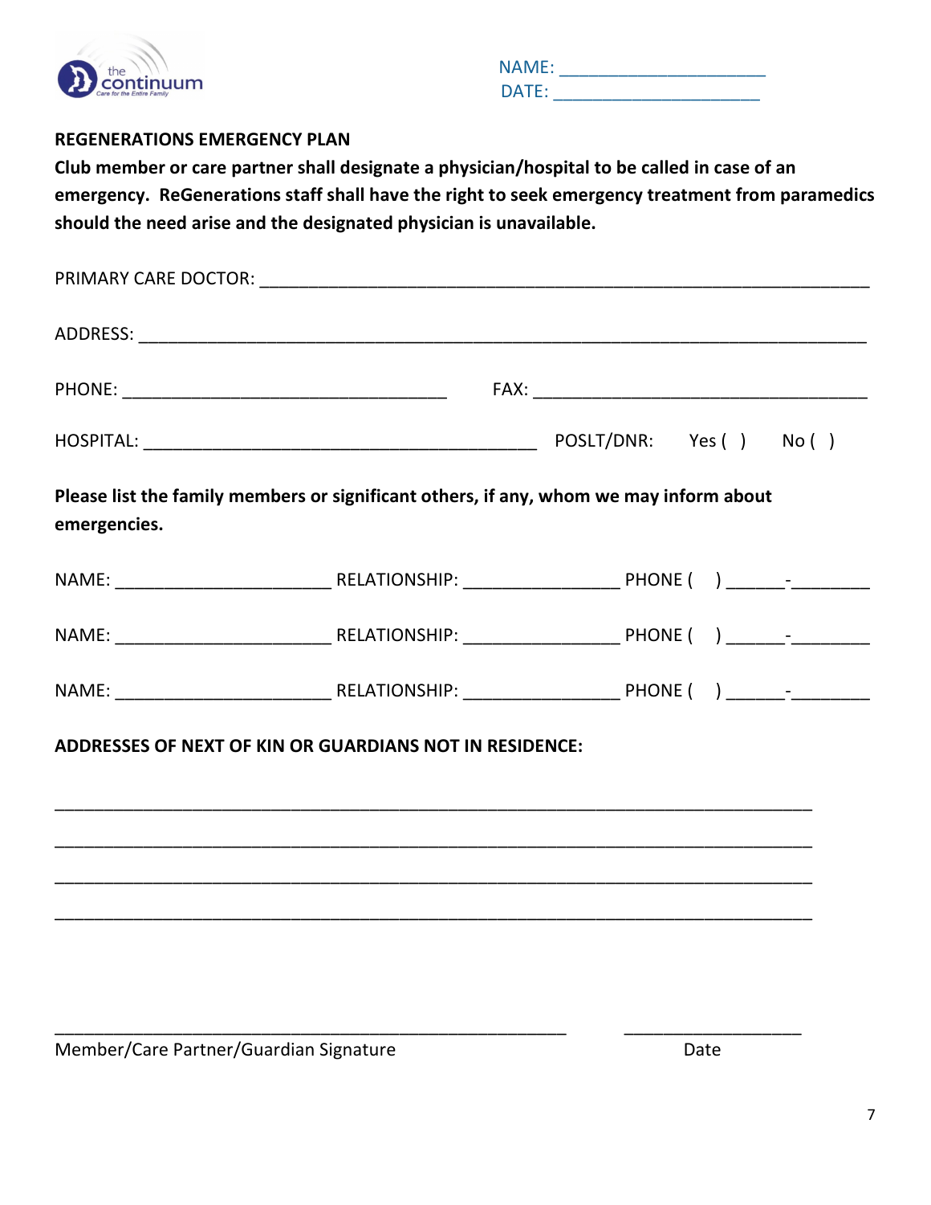the continuum
Care for the Entire Family

NAME: ____________________
DATE: ____________________

**REGENERATIONS EMERGENCY PLAN**

**Club member or care partner shall designate a physician/hospital to be called in case of an emergency. ReGenerations staff shall have the right to seek emergency treatment from paramedics should the need arise and the designated physician is unavailable.**

PRIMARY CARE DOCTOR: ____________________________________________________________

ADDRESS: ____________________________________________________________________

PHONE: ________________________________ FAX: ________________________________

HOSPITAL: ________________________________________ POSLT/DNR: Yes ( ) No ( )

**Please list the family members or significant others, if any, whom we may inform about emergencies.**

NAME: ____________________ RELATIONSHIP: ______________ PHONE ( ) ______-________

NAME: ____________________ RELATIONSHIP: ______________ PHONE ( ) ______-________

NAME: ____________________ RELATIONSHIP: ______________ PHONE ( ) ______-________

**ADDRESSES OF NEXT OF KIN OR GUARDIANS NOT IN RESIDENCE:**

___________________________________________________________________________

___________________________________________________________________________

___________________________________________________________________________

___________________________________________________________________________

_____________________________________________________ __________________

Member/Care Partner/Guardian Signature Date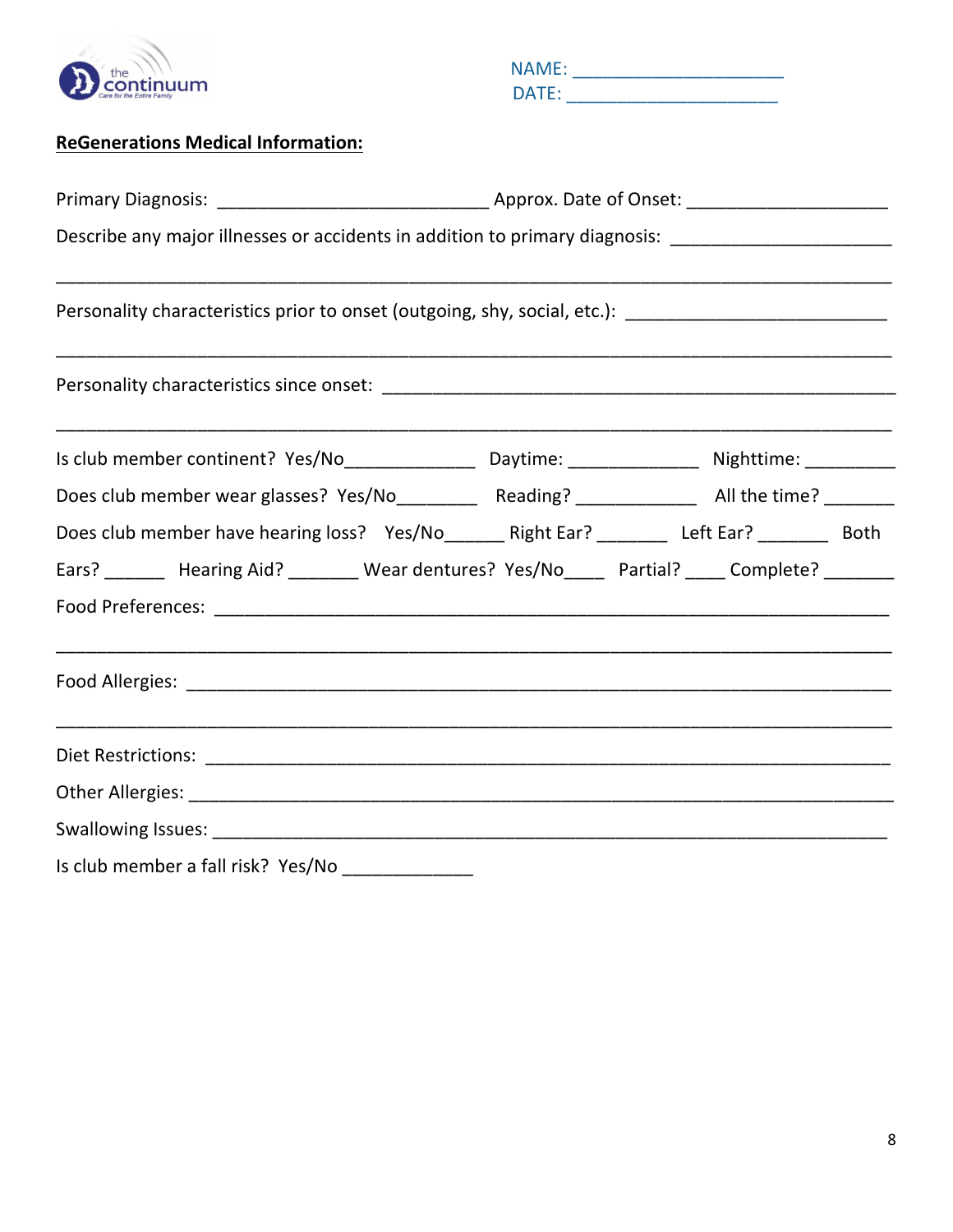the continuum
Care for the Entire Family

NAME: ____________________
DATE: ____________________

**<u>ReGenerations Medical Information:</u>**

Primary Diagnosis: __________________________ Approx. Date of Onset: ___________________

Describe any major illnesses or accidents in addition to primary diagnosis: _____________________

_______________________________________________________________________________

Personality characteristics prior to onset (outgoing, shy, social, etc.): _________________________

_______________________________________________________________________________

Personality characteristics since onset: ________________________________________________

_______________________________________________________________________________

Is club member continent? Yes/No____________ Daytime: ____________ Nighttime: ________

Does club member wear glasses? Yes/No________ Reading? ___________ All the time? _______

Does club member have hearing loss? Yes/No______ Right Ear? _______ Left Ear? _______ Both Ears? ______ Hearing Aid? _______ Wear dentures? Yes/No____ Partial? ____ Complete? _______

Food Preferences: _______________________________________________________________

_______________________________________________________________________________

Food Allergies: _________________________________________________________________

_______________________________________________________________________________

Diet Restrictions: _______________________________________________________________

Other Allergies: ________________________________________________________________

Swallowing Issues: ______________________________________________________________

Is club member a fall risk? Yes/No ____________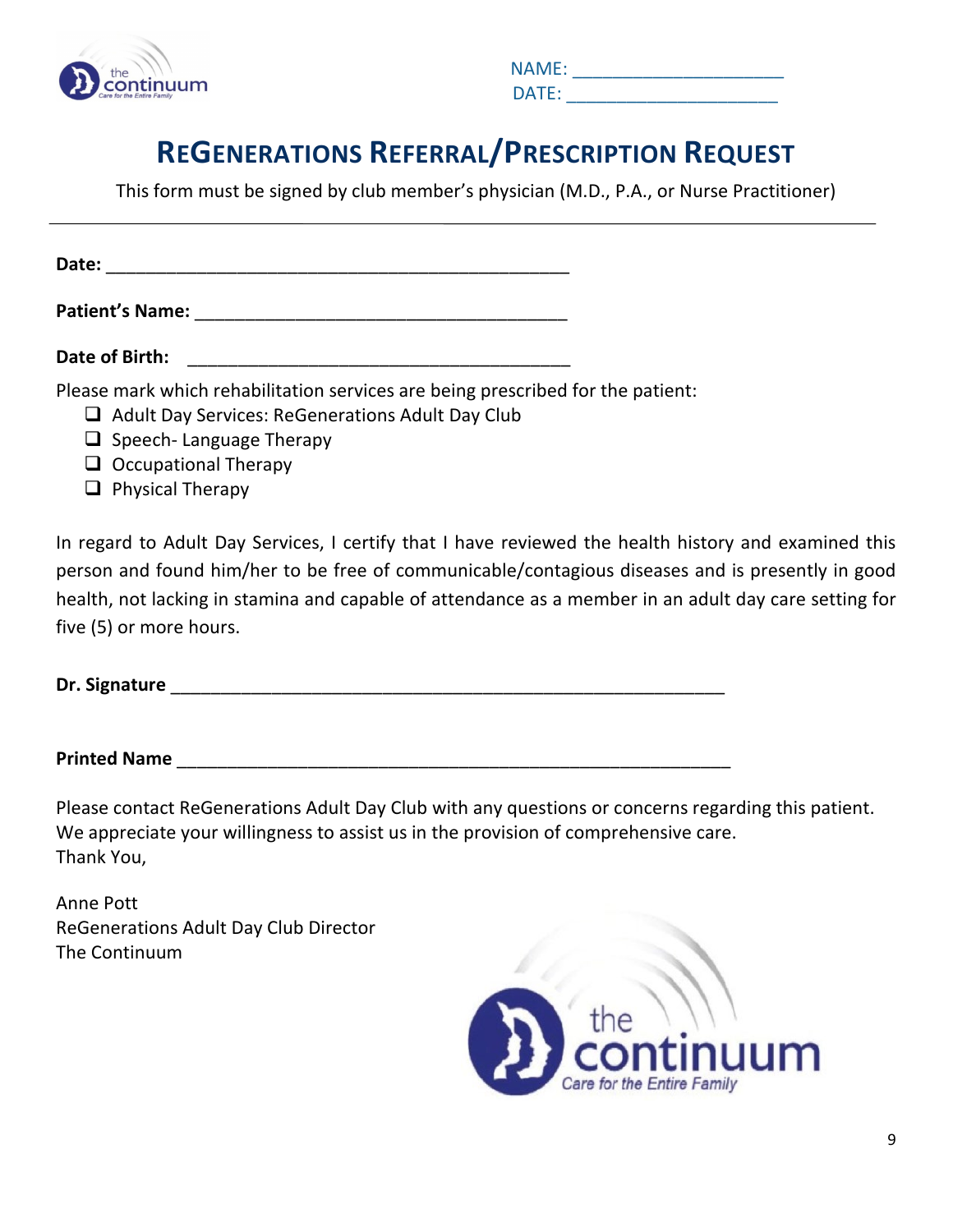NAME: ____________________
DATE: ____________________

# REGENERATIONS REFERRAL/PRESCRIPTION REQUEST

This form must be signed by club member's physician (M.D., P.A., or Nurse Practitioner)

---

**Date:** ____________________________________________

**Patient's Name:** ____________________________________

**Date of Birth:** ____________________________________

Please mark which rehabilitation services are being prescribed for the patient:

- ❑ Adult Day Services: ReGenerations Adult Day Club
- ❑ Speech- Language Therapy
- ❑ Occupational Therapy
- ❑ Physical Therapy

In regard to Adult Day Services, I certify that I have reviewed the health history and examined this person and found him/her to be free of communicable/contagious diseases and is presently in good health, not lacking in stamina and capable of attendance as a member in an adult day care setting for five (5) or more hours.

**Dr. Signature** ____________________________________________________

**Printed Name** ____________________________________________________

Please contact ReGenerations Adult Day Club with any questions or concerns regarding this patient. We appreciate your willingness to assist us in the provision of comprehensive care.
Thank You,

Anne Pott
ReGenerations Adult Day Club Director
The Continuum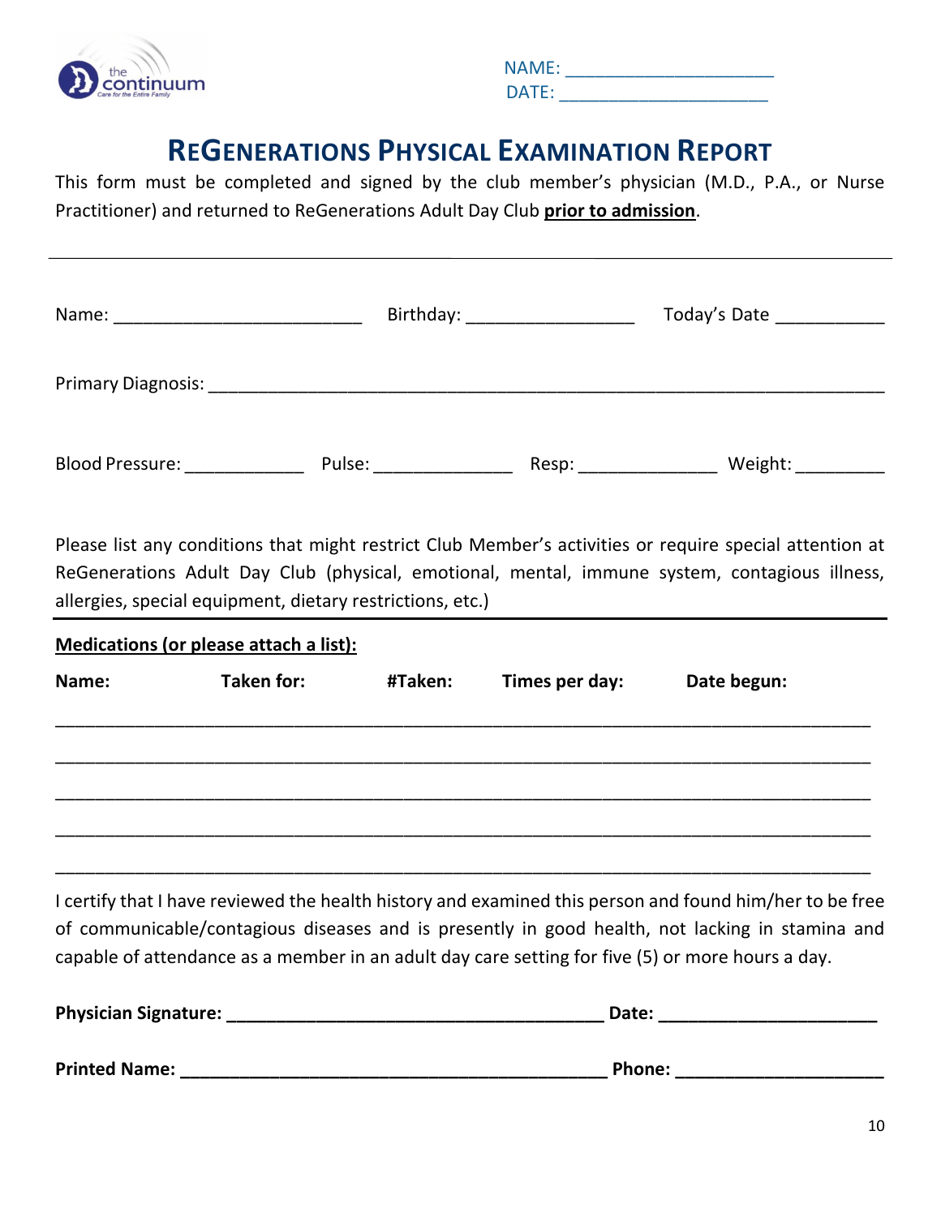NAME: ____________________
DATE: ____________________

# ReGenerations Physical Examination Report

This form must be completed and signed by the club member's physician (M.D., P.A., or Nurse Practitioner) and returned to ReGenerations Adult Day Club **prior to admission**.

---

Name: ________________________ Birthday: ________________ Today's Date __________

Primary Diagnosis: ____________________________________________________________

Blood Pressure: ___________ Pulse: _____________ Resp: _____________ Weight: ________

Please list any conditions that might restrict Club Member's activities or require special attention at ReGenerations Adult Day Club (physical, emotional, mental, immune system, contagious illness, allergies, special equipment, dietary restrictions, etc.)

---

**Medications (or please attach a list):**

| Name: | Taken for: | #Taken: | Times per day: | Date begun: |
|---|---|---|---|---|
| | | | | |
| | | | | |
| | | | | |
| | | | | |
| | | | | |

I certify that I have reviewed the health history and examined this person and found him/her to be free of communicable/contagious diseases and is presently in good health, not lacking in stamina and capable of attendance as a member in an adult day care setting for five (5) or more hours a day.

**Physician Signature: ____________________________________ Date: ____________________**

**Printed Name: ________________________________________ Phone: ____________________**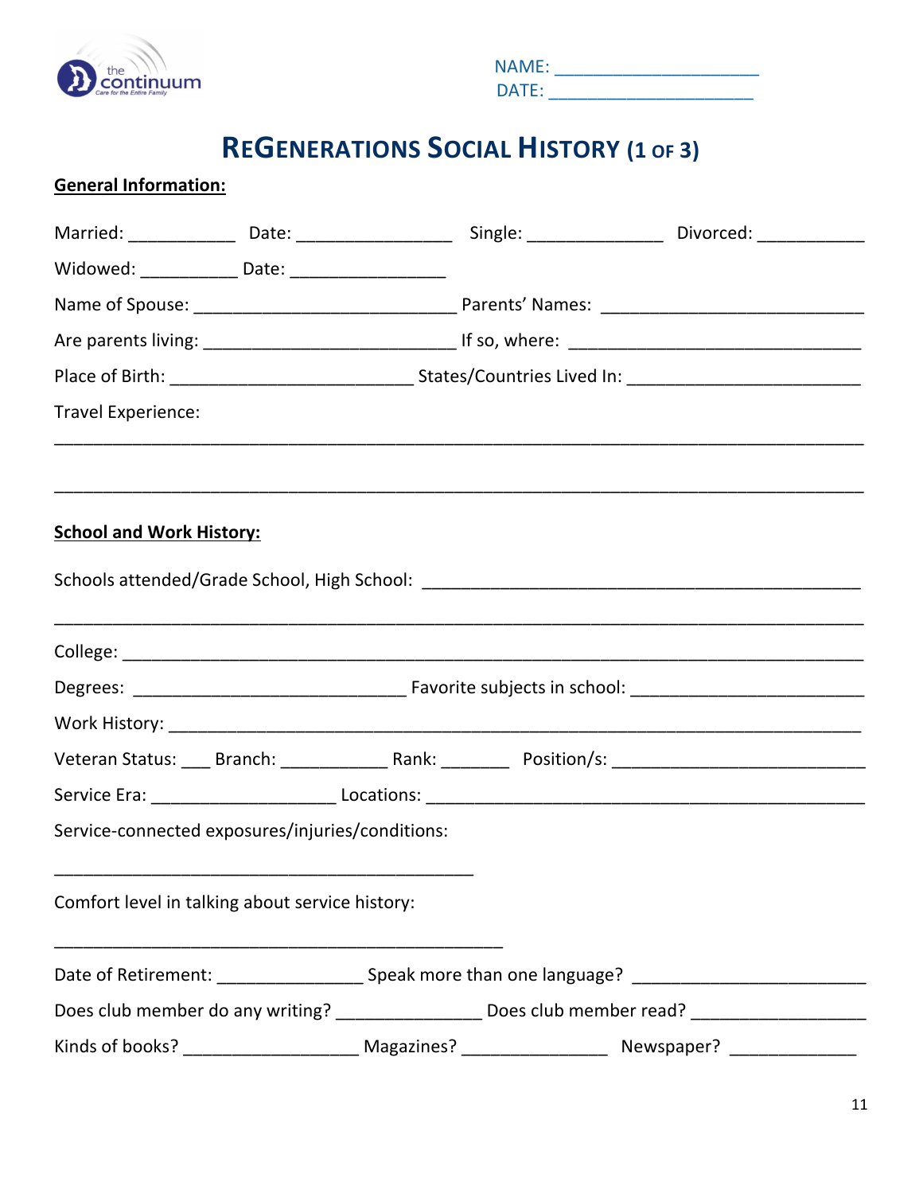NAME: ____________________
DATE: ____________________

# REGENERATIONS SOCIAL HISTORY (1 OF 3)

**General Information:**

Married: __________ Date: ______________ Single: ____________ Divorced: __________

Widowed: _________ Date: ______________

Name of Spouse: ________________________ Parents' Names: ________________________

Are parents living: ______________________ If so, where: __________________________

Place of Birth: ______________________ States/Countries Lived In: _____________________

Travel Experience:

______________________________________________________________________________

______________________________________________________________________________

**School and Work History:**

Schools attended/Grade School, High School: ________________________________________

______________________________________________________________________________

College: _______________________________________________________________________

Degrees: ________________________ Favorite subjects in school: _____________________

Work History: ___________________________________________________________________

Veteran Status: ___ Branch: __________ Rank: _______ Position/s: ______________________

Service Era: _________________ Locations: ________________________________________

Service-connected exposures/injuries/conditions:

________________________________________

Comfort level in talking about service history:

___________________________________________

Date of Retirement: _____________ Speak more than one language? _____________________

Does club member do any writing? _____________ Does club member read? ________________

Kinds of books? ________________ Magazines? _____________ Newspaper? ____________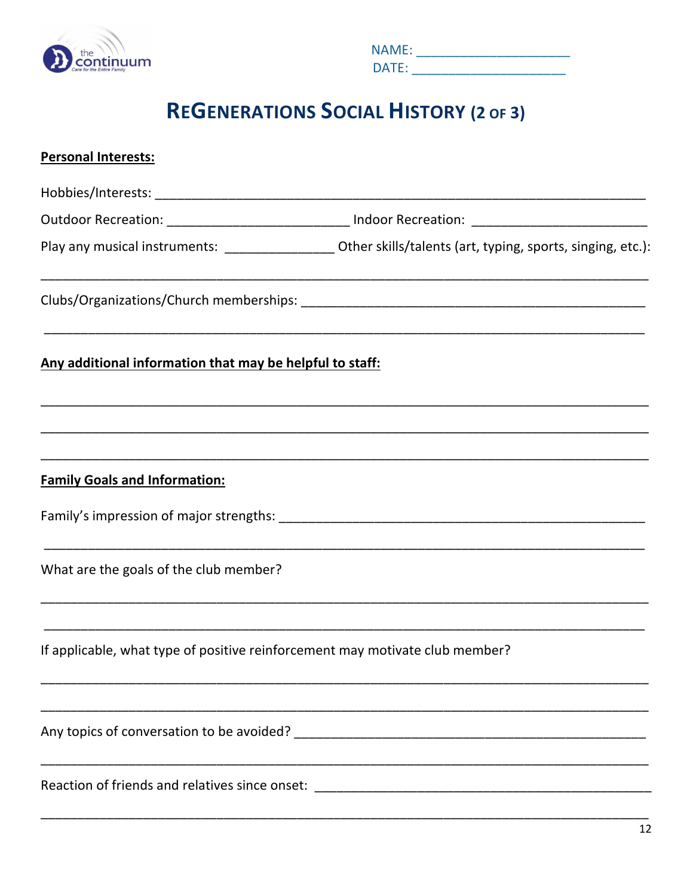the continuum
Care for the Entire Family

NAME: ____________________
DATE: ____________________

# REGENERATIONS SOCIAL HISTORY (2 OF 3)

**Personal Interests:**

Hobbies/Interests: ______________________________________________________________

Outdoor Recreation: ________________________ Indoor Recreation: ________________________

Play any musical instruments: ______________ Other skills/talents (art, typing, sports, singing, etc.):

_________________________________________________________________________________

Clubs/Organizations/Church memberships: _______________________________________________

_________________________________________________________________________________

**Any additional information that may be helpful to staff:**

_________________________________________________________________________________

_________________________________________________________________________________

_________________________________________________________________________________

**Family Goals and Information:**

Family's impression of major strengths: ________________________________________________

_________________________________________________________________________________

What are the goals of the club member?

_________________________________________________________________________________

_________________________________________________________________________________

If applicable, what type of positive reinforcement may motivate club member?

_________________________________________________________________________________

_________________________________________________________________________________

Any topics of conversation to be avoided? ______________________________________________

_________________________________________________________________________________

Reaction of friends and relatives since onset: ___________________________________________

_________________________________________________________________________________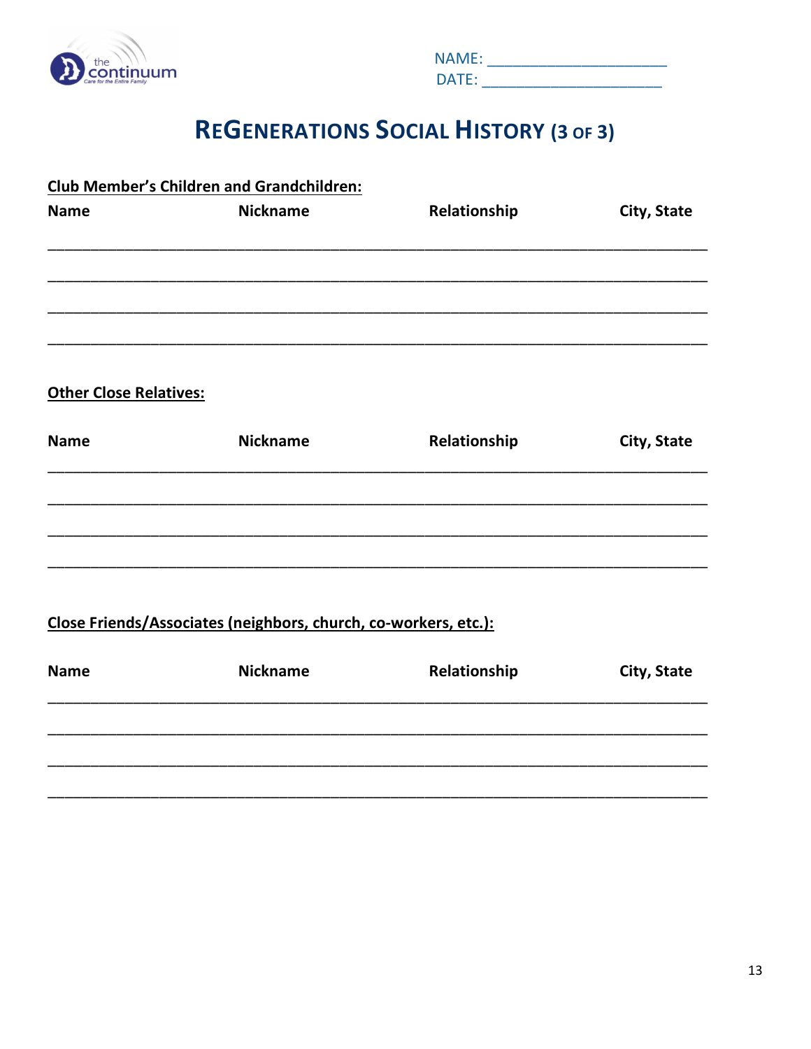the continuum
Care for the Entire Family

NAME: ____________________
DATE: ____________________

# REGENERATIONS SOCIAL HISTORY (3 OF 3)

**Club Member's Children and Grandchildren:**

| Name | Nickname | Relationship | City, State |
|---|---|---|---|
| | | | |
| | | | |
| | | | |
| | | | |

**Other Close Relatives:**

| Name | Nickname | Relationship | City, State |
|---|---|---|---|
| | | | |
| | | | |
| | | | |
| | | | |

**Close Friends/Associates (neighbors, church, co-workers, etc.):**

| Name | Nickname | Relationship | City, State |
|---|---|---|---|
| | | | |
| | | | |
| | | | |
| | | | |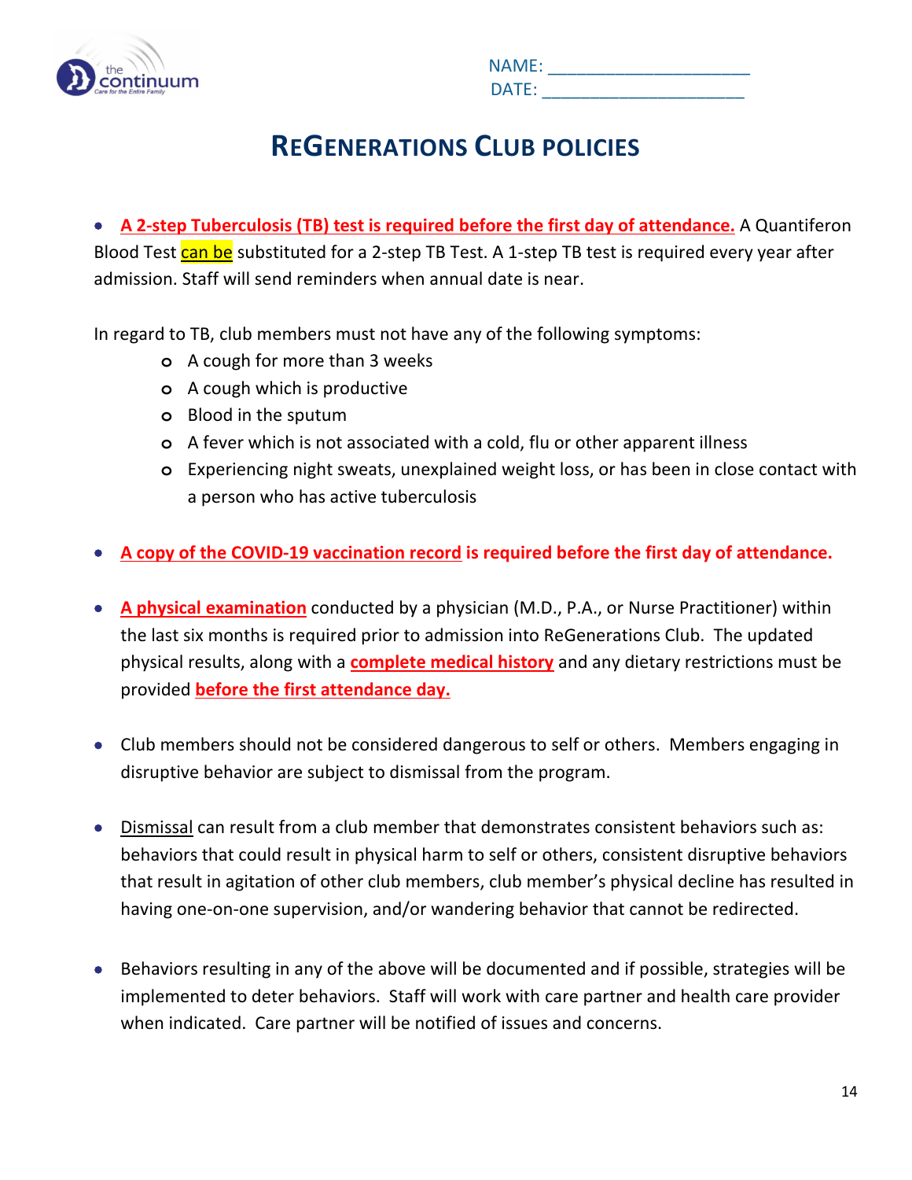NAME: ____________________
DATE: ____________________

# REGENERATIONS CLUB POLICIES

- **A 2-step Tuberculosis (TB) test is required before the first day of attendance.** A Quantiferon Blood Test can be substituted for a 2-step TB Test. A 1-step TB test is required every year after admission. Staff will send reminders when annual date is near.

In regard to TB, club members must not have any of the following symptoms:

  - A cough for more than 3 weeks
  - A cough which is productive
  - Blood in the sputum
  - A fever which is not associated with a cold, flu or other apparent illness
  - Experiencing night sweats, unexplained weight loss, or has been in close contact with a person who has active tuberculosis

- **A copy of the COVID-19 vaccination record is required before the first day of attendance.**

- **A physical examination** conducted by a physician (M.D., P.A., or Nurse Practitioner) within the last six months is required prior to admission into ReGenerations Club. The updated physical results, along with a **complete medical history** and any dietary restrictions must be provided **before the first attendance day.**

- Club members should not be considered dangerous to self or others. Members engaging in disruptive behavior are subject to dismissal from the program.

- Dismissal can result from a club member that demonstrates consistent behaviors such as: behaviors that could result in physical harm to self or others, consistent disruptive behaviors that result in agitation of other club members, club member's physical decline has resulted in having one-on-one supervision, and/or wandering behavior that cannot be redirected.

- Behaviors resulting in any of the above will be documented and if possible, strategies will be implemented to deter behaviors. Staff will work with care partner and health care provider when indicated. Care partner will be notified of issues and concerns.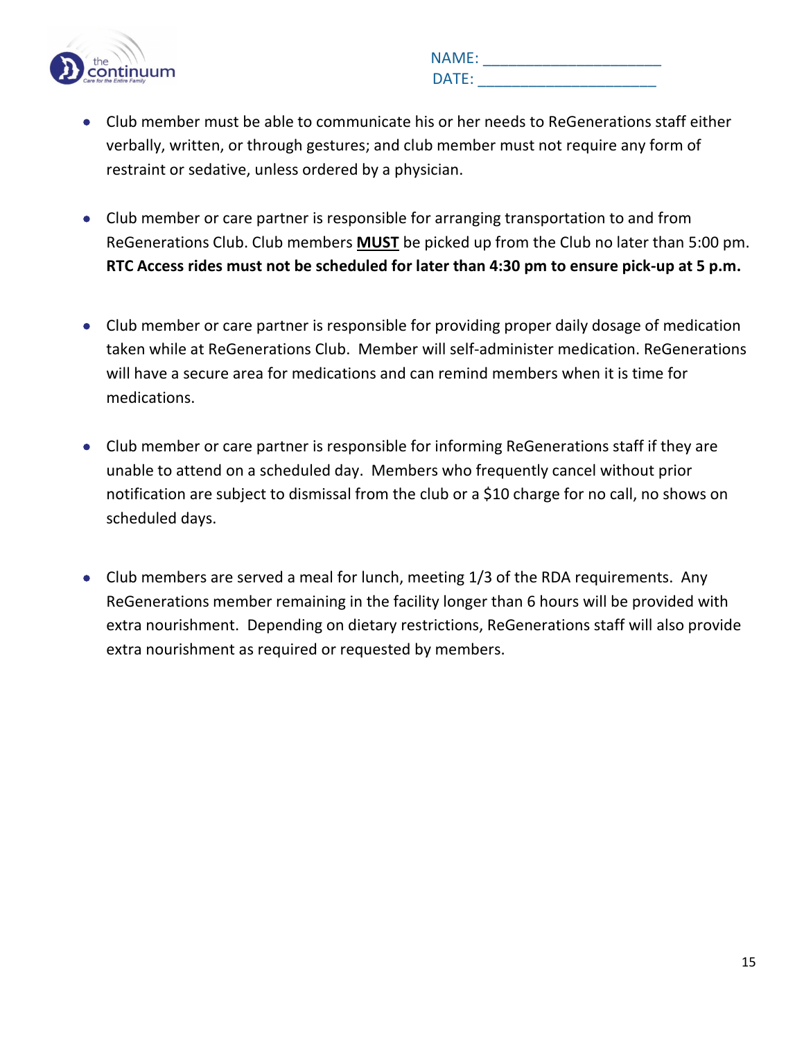NAME: ____________________
DATE: ____________________

- Club member must be able to communicate his or her needs to ReGenerations staff either verbally, written, or through gestures; and club member must not require any form of restraint or sedative, unless ordered by a physician.

- Club member or care partner is responsible for arranging transportation to and from ReGenerations Club. Club members **MUST** be picked up from the Club no later than 5:00 pm. **RTC Access rides must not be scheduled for later than 4:30 pm to ensure pick-up at 5 p.m.**

- Club member or care partner is responsible for providing proper daily dosage of medication taken while at ReGenerations Club. Member will self-administer medication. ReGenerations will have a secure area for medications and can remind members when it is time for medications.

- Club member or care partner is responsible for informing ReGenerations staff if they are unable to attend on a scheduled day. Members who frequently cancel without prior notification are subject to dismissal from the club or a $10 charge for no call, no shows on scheduled days.

- Club members are served a meal for lunch, meeting 1/3 of the RDA requirements. Any ReGenerations member remaining in the facility longer than 6 hours will be provided with extra nourishment. Depending on dietary restrictions, ReGenerations staff will also provide extra nourishment as required or requested by members.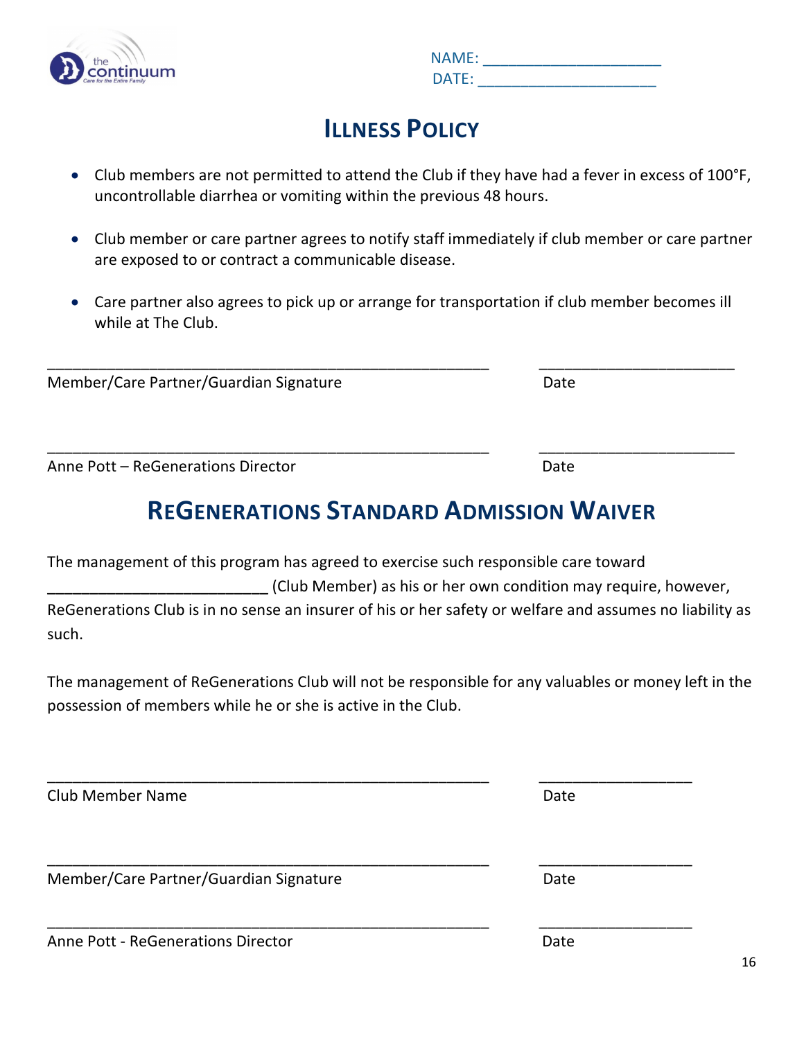NAME: ______________________
DATE: ______________________

# ILLNESS POLICY

- Club members are not permitted to attend the Club if they have had a fever in excess of 100°F, uncontrollable diarrhea or vomiting within the previous 48 hours.
- Club member or care partner agrees to notify staff immediately if club member or care partner are exposed to or contract a communicable disease.
- Care partner also agrees to pick up or arrange for transportation if club member becomes ill while at The Club.

_______________________________________________________ ________________________

Member/Care Partner/Guardian Signature Date

_______________________________________________________ ________________________

Anne Pott – ReGenerations Director Date

# REGENERATIONS STANDARD ADMISSION WAIVER

The management of this program has agreed to exercise such responsible care toward __________________________ (Club Member) as his or her own condition may require, however, ReGenerations Club is in no sense an insurer of his or her safety or welfare and assumes no liability as such.

The management of ReGenerations Club will not be responsible for any valuables or money left in the possession of members while he or she is active in the Club.

_______________________________________________________ ___________________

Club Member Name Date

_______________________________________________________ ___________________

Member/Care Partner/Guardian Signature Date

_______________________________________________________ ___________________

Anne Pott - ReGenerations Director Date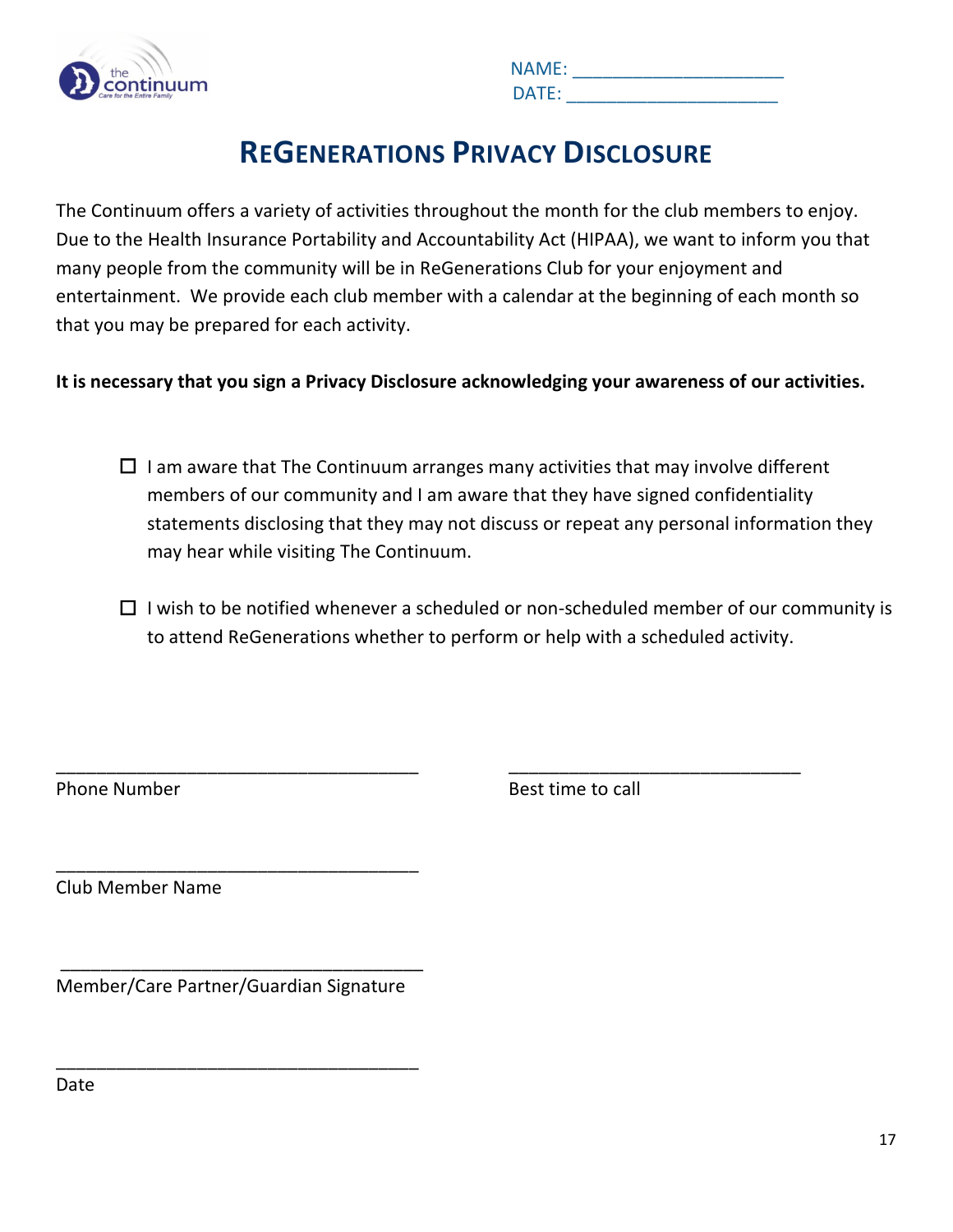NAME: ______________________
DATE: ______________________

# REGENERATIONS PRIVACY DISCLOSURE

The Continuum offers a variety of activities throughout the month for the club members to enjoy. Due to the Health Insurance Portability and Accountability Act (HIPAA), we want to inform you that many people from the community will be in ReGenerations Club for your enjoyment and entertainment. We provide each club member with a calendar at the beginning of each month so that you may be prepared for each activity.

**It is necessary that you sign a Privacy Disclosure acknowledging your awareness of our activities.**

- ☐ I am aware that The Continuum arranges many activities that may involve different members of our community and I am aware that they have signed confidentiality statements disclosing that they may not discuss or repeat any personal information they may hear while visiting The Continuum.

- ☐ I wish to be notified whenever a scheduled or non-scheduled member of our community is to attend ReGenerations whether to perform or help with a scheduled activity.

_____________________________________ _______________________________
Phone Number Best time to call

_____________________________________
Club Member Name

_____________________________________
Member/Care Partner/Guardian Signature

_____________________________________
Date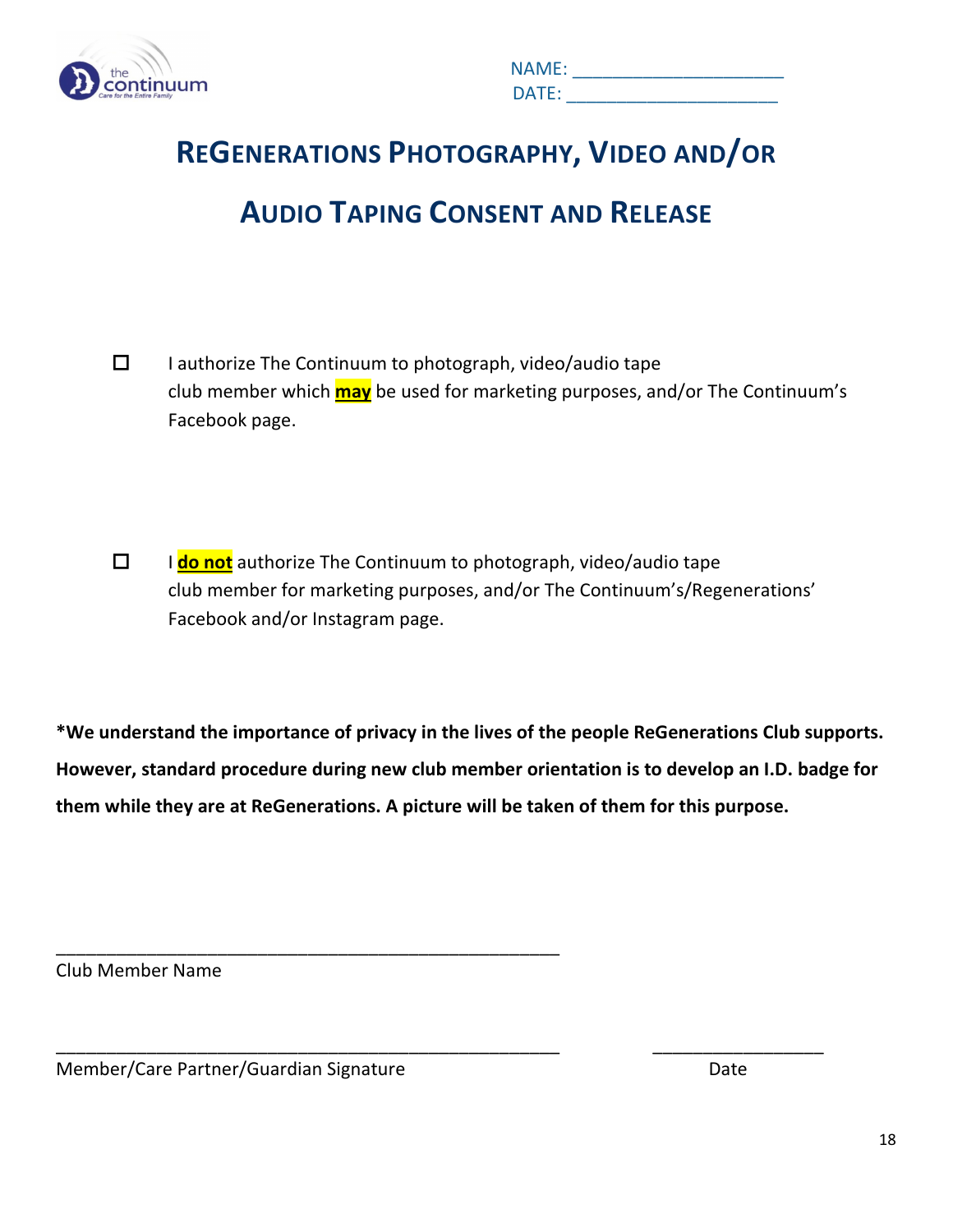NAME: ____________________
DATE: ____________________

# REGENERATIONS PHOTOGRAPHY, VIDEO AND/OR AUDIO TAPING CONSENT AND RELEASE

☐ I authorize The Continuum to photograph, video/audio tape club member which **may** be used for marketing purposes, and/or The Continuum's Facebook page.

☐ I **do not** authorize The Continuum to photograph, video/audio tape club member for marketing purposes, and/or The Continuum's/Regenerations' Facebook and/or Instagram page.

**\*We understand the importance of privacy in the lives of the people ReGenerations Club supports. However, standard procedure during new club member orientation is to develop an I.D. badge for them while they are at ReGenerations. A picture will be taken of them for this purpose.**

_______________________________________________
Club Member Name

_______________________________________________ ________________
Member/Care Partner/Guardian Signature Date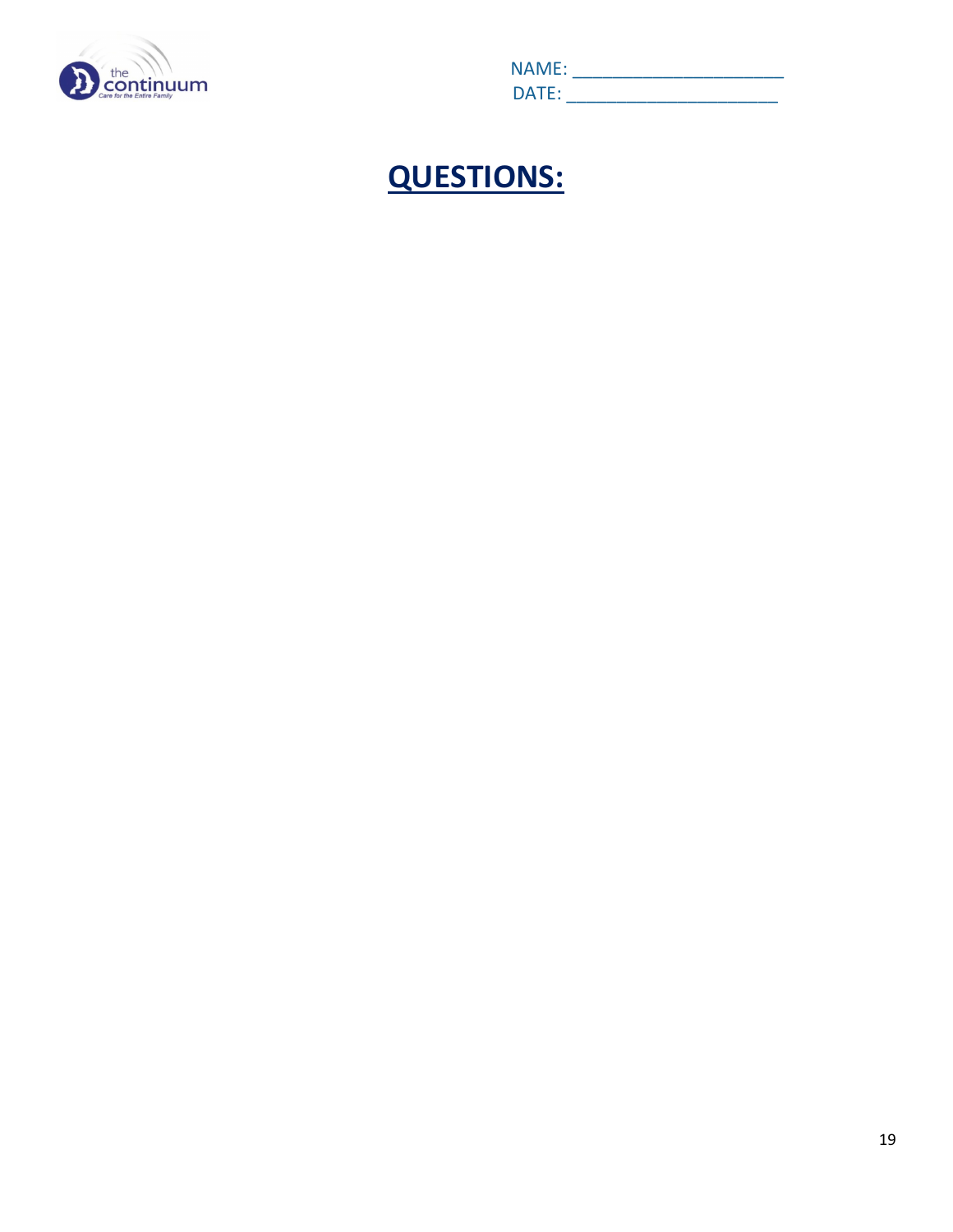NAME: ______________________

DATE: ______________________

# QUESTIONS: